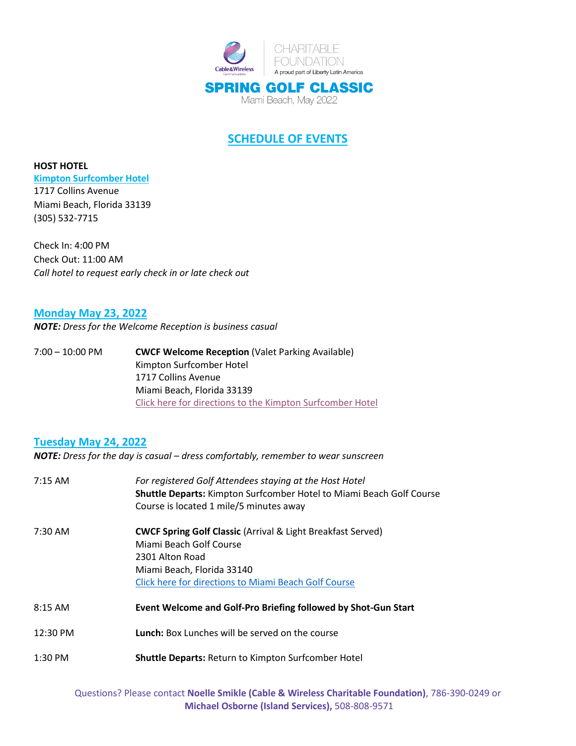CHARITABLE FOUNDATION
A proud part of Liberty Latin America

# SPRING GOLF CLASSIC

Miami Beach, May 2022

## SCHEDULE OF EVENTS

**HOST HOTEL**
**Kimpton Surfcomber Hotel**
1717 Collins Avenue
Miami Beach, Florida 33139
(305) 532-7715

Check In: 4:00 PM
Check Out: 11:00 AM
*Call hotel to request early check in or late check out*

### Monday May 23, 2022

***NOTE:** Dress for the Welcome Reception is business casual*

7:00 – 10:00 PM **CWCF Welcome Reception** (Valet Parking Available)
Kimpton Surfcomber Hotel
1717 Collins Avenue
Miami Beach, Florida 33139
Click here for directions to the Kimpton Surfcomber Hotel

### Tuesday May 24, 2022

***NOTE:** Dress for the day is casual – dress comfortably, remember to wear sunscreen*

7:15 AM *For registered Golf Attendees staying at the Host Hotel*
**Shuttle Departs:** Kimpton Surfcomber Hotel to Miami Beach Golf Course
Course is located 1 mile/5 minutes away

7:30 AM **CWCF Spring Golf Classic** (Arrival & Light Breakfast Served)
Miami Beach Golf Course
2301 Alton Road
Miami Beach, Florida 33140
Click here for directions to Miami Beach Golf Course

8:15 AM **Event Welcome and Golf-Pro Briefing followed by Shot-Gun Start**

12:30 PM **Lunch:** Box Lunches will be served on the course

1:30 PM **Shuttle Departs:** Return to Kimpton Surfcomber Hotel

Questions? Please contact **Noelle Smikle (Cable & Wireless Charitable Foundation)**, 786-390-0249 or **Michael Osborne (Island Services),** 508-808-9571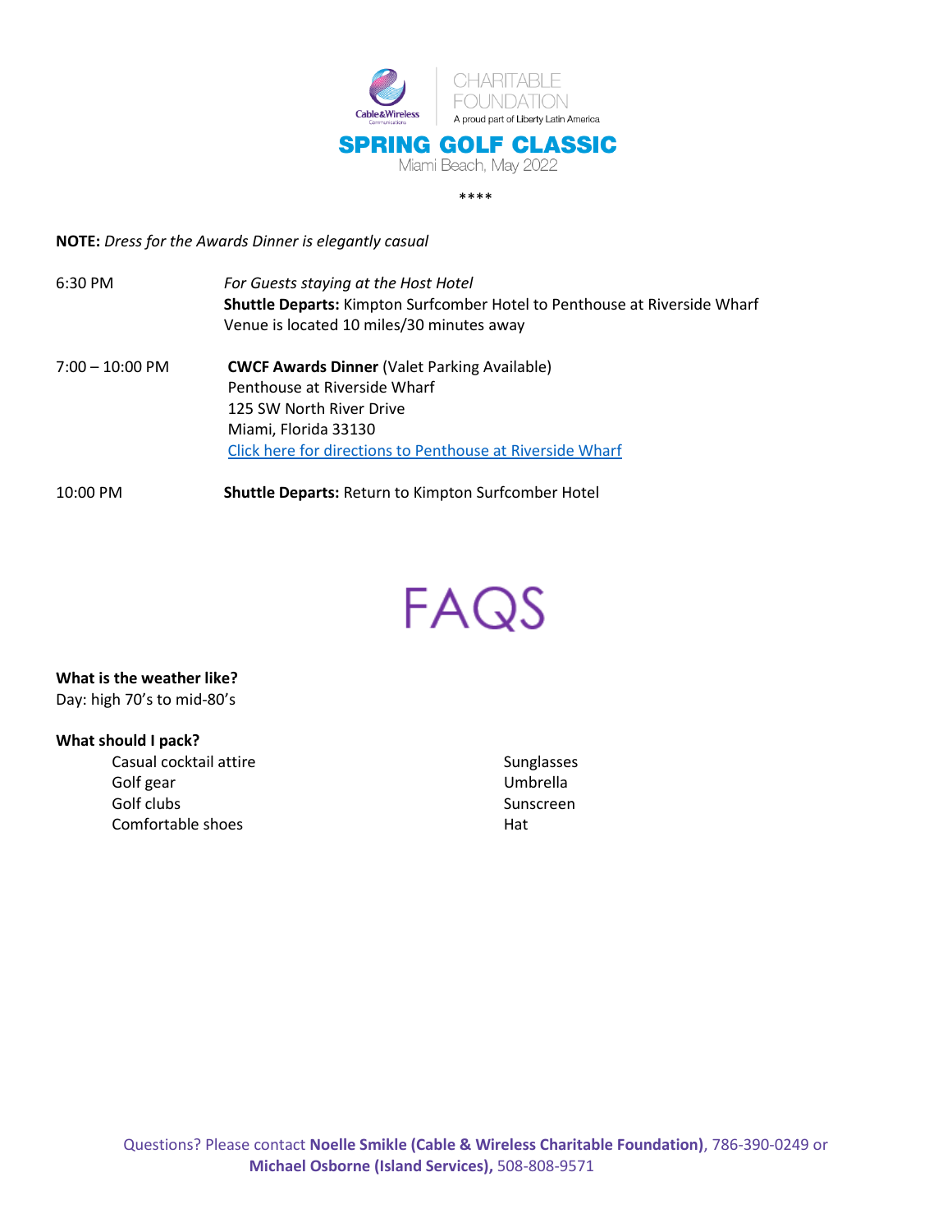CHARITABLE FOUNDATION

A proud part of Liberty Latin America

# SPRING GOLF CLASSIC

Miami Beach, May 2022

\*\*\*\*

**NOTE:** *Dress for the Awards Dinner is elegantly casual*

| | |
|---|---|
| 6:30 PM | *For Guests staying at the Host Hotel*<br>**Shuttle Departs:** Kimpton Surfcomber Hotel to Penthouse at Riverside Wharf<br>Venue is located 10 miles/30 minutes away |
| 7:00 – 10:00 PM | **CWCF Awards Dinner** (Valet Parking Available)<br>Penthouse at Riverside Wharf<br>125 SW North River Drive<br>Miami, Florida 33130<br>Click here for directions to Penthouse at Riverside Wharf |
| 10:00 PM | **Shuttle Departs:** Return to Kimpton Surfcomber Hotel |

# FAQS

**What is the weather like?**

Day: high 70's to mid-80's

**What should I pack?**

- Casual cocktail attire
- Golf gear
- Golf clubs
- Comfortable shoes
- Sunglasses
- Umbrella
- Sunscreen
- Hat

Questions? Please contact **Noelle Smikle (Cable & Wireless Charitable Foundation)**, 786-390-0249 or **Michael Osborne (Island Services),** 508-808-9571